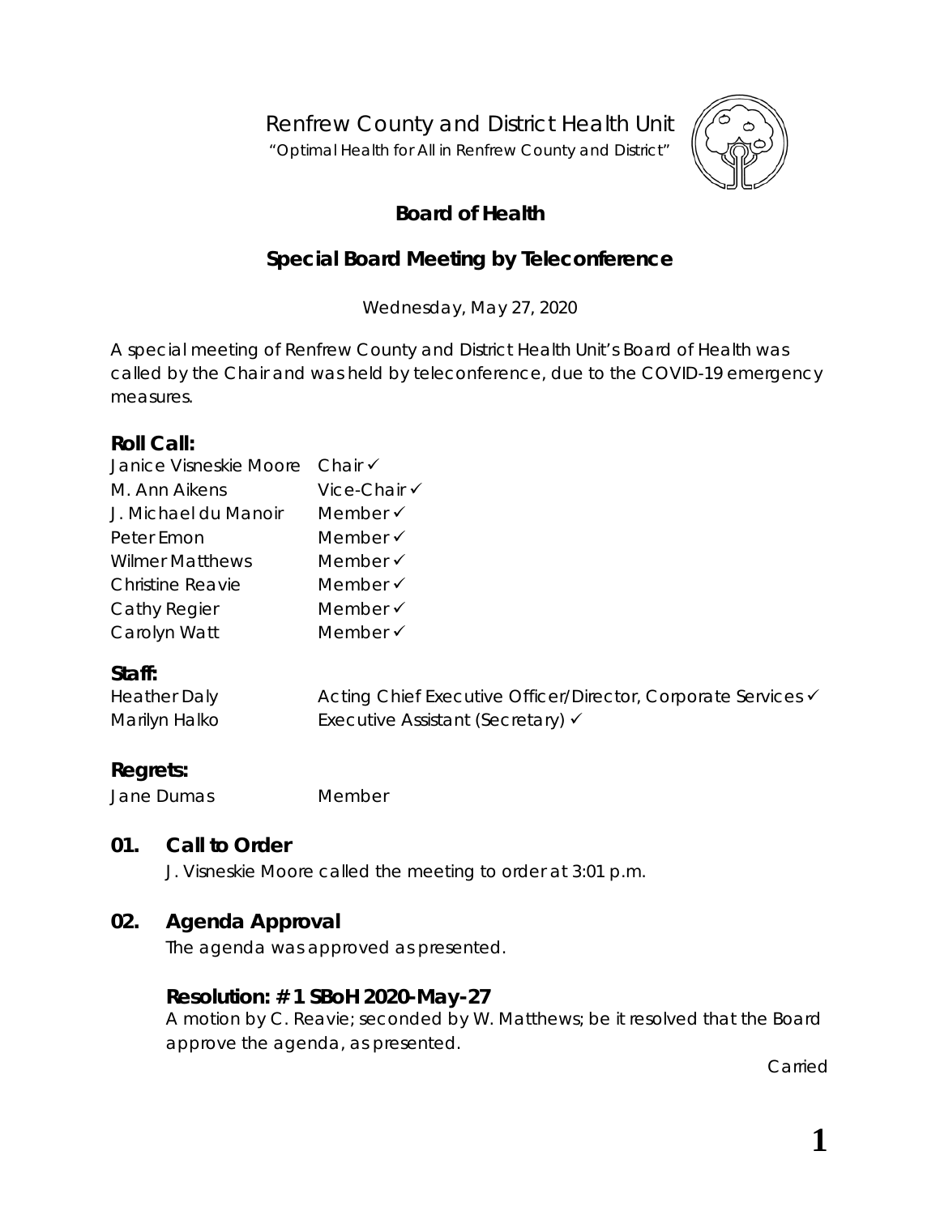Renfrew County and District Health Unit

"Optimal Health for All in Renfrew County and District"

# Board of Health

## Special Board Meeting by Teleconference

Wednesday, May 27, 2020

A special meeting of Renfrew County and District Health Unit's Board of Health was called by the Chair and was held by teleconference, due to the COVID-19 emergency measures.

### Roll Call:

| | |
|---|---|
| Janice Visneskie Moore | Chair ✓ |
| M. Ann Aikens | Vice-Chair ✓ |
| J. Michael du Manoir | Member ✓ |
| Peter Emon | Member ✓ |
| Wilmer Matthews | Member ✓ |
| Christine Reavie | Member ✓ |
| Cathy Regier | Member ✓ |
| Carolyn Watt | Member ✓ |

### Staff:

| | |
|---|---|
| Heather Daly | Acting Chief Executive Officer/Director, Corporate Services ✓ |
| Marilyn Halko | Executive Assistant (Secretary) ✓ |

### Regrets:

| | |
|---|---|
| Jane Dumas | Member |

## 01. Call to Order

J. Visneskie Moore called the meeting to order at 3:01 p.m.

## 02. Agenda Approval

The agenda was approved as presented.

### Resolution: # 1 SBoH 2020-May-27

A motion by C. Reavie; seconded by W. Matthews; be it resolved that the Board approve the agenda, as presented.

Carried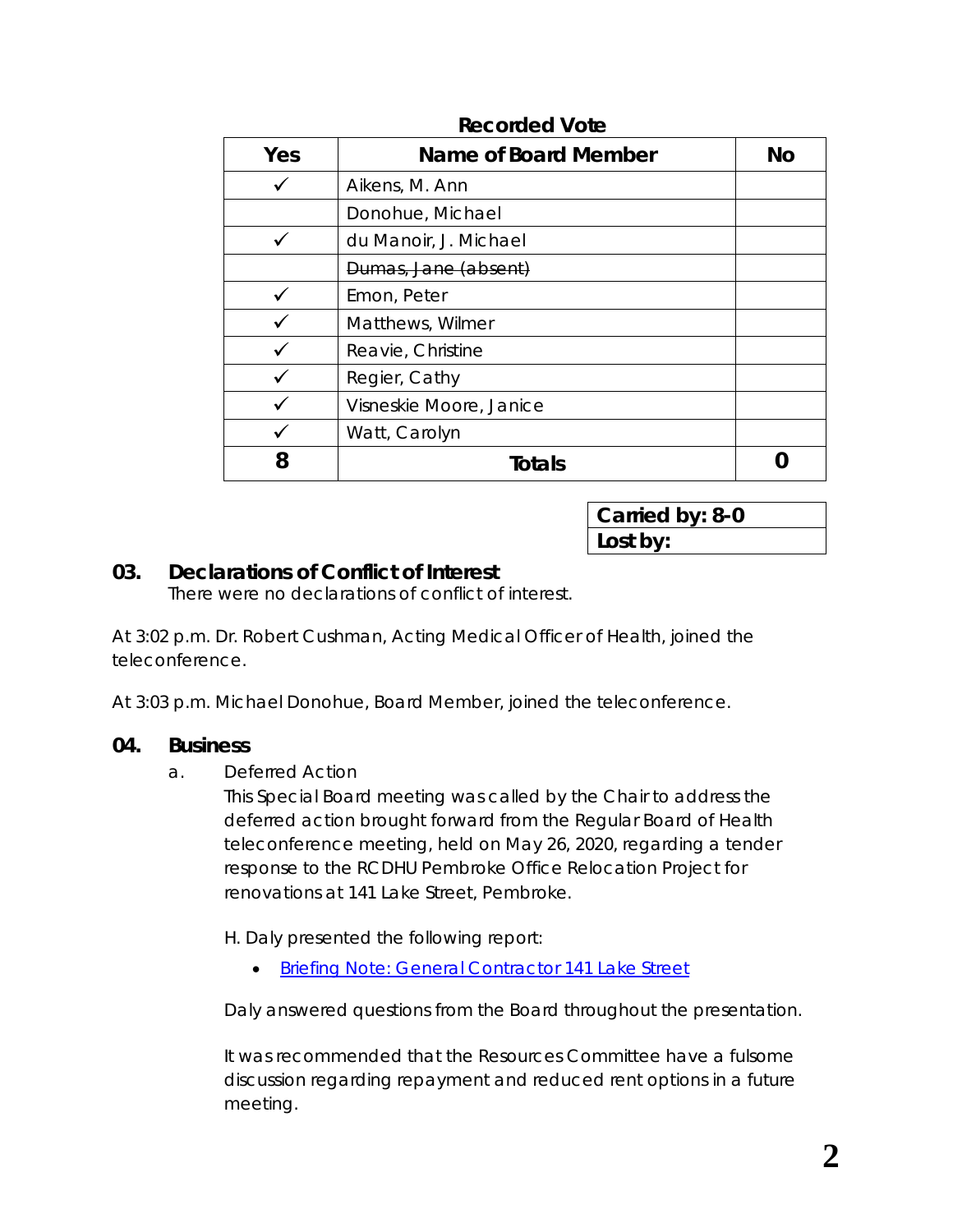**Recorded Vote**

| Yes | Name of Board Member | No |
|---|---|---|
| ✓ | Aikens, M. Ann | |
| | Donohue, Michael | |
| ✓ | du Manoir, J. Michael | |
| | ~~Dumas, Jane (absent)~~ | |
| ✓ | Emon, Peter | |
| ✓ | Matthews, Wilmer | |
| ✓ | Reavie, Christine | |
| ✓ | Regier, Cathy | |
| ✓ | Visneskie Moore, Janice | |
| ✓ | Watt, Carolyn | |
| **8** | **Totals** | **0** |

| **Carried by: 8-0** |
|---|
| **Lost by:** |

## 03. Declarations of Conflict of Interest

There were no declarations of conflict of interest.

At 3:02 p.m. Dr. Robert Cushman, Acting Medical Officer of Health, joined the teleconference.

At 3:03 p.m. Michael Donohue, Board Member, joined the teleconference.

## 04. Business

a. Deferred Action

This Special Board meeting was called by the Chair to address the deferred action brought forward from the Regular Board of Health teleconference meeting, held on May 26, 2020, regarding a tender response to the RCDHU Pembroke Office Relocation Project for renovations at 141 Lake Street, Pembroke.

H. Daly presented the following report:

- Briefing Note: General Contractor 141 Lake Street

Daly answered questions from the Board throughout the presentation.

It was recommended that the Resources Committee have a fulsome discussion regarding repayment and reduced rent options in a future meeting.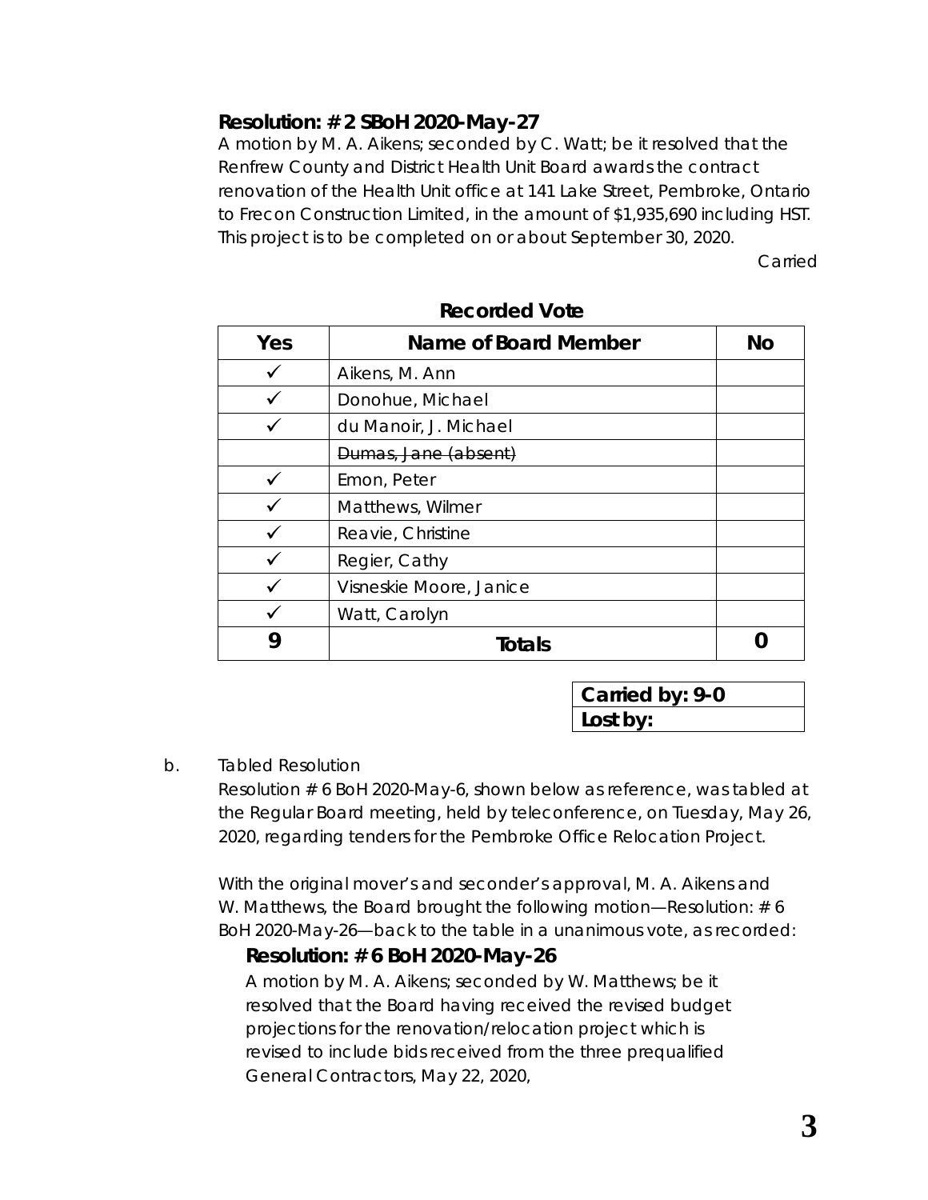**Resolution: # 2 SBoH 2020-May-27**

A motion by M. A. Aikens; seconded by C. Watt; be it resolved that the Renfrew County and District Health Unit Board awards the contract renovation of the Health Unit office at 141 Lake Street, Pembroke, Ontario to Frecon Construction Limited, in the amount of $1,935,690 including HST. This project is to be completed on or about September 30, 2020.

Carried

**Recorded Vote**

| Yes | Name of Board Member | No |
|---|---|---|
| ✓ | Aikens, M. Ann | |
| ✓ | Donohue, Michael | |
| ✓ | du Manoir, J. Michael | |
| | ~~Dumas, Jane (absent)~~ | |
| ✓ | Emon, Peter | |
| ✓ | Matthews, Wilmer | |
| ✓ | Reavie, Christine | |
| ✓ | Regier, Cathy | |
| ✓ | Visneskie Moore, Janice | |
| ✓ | Watt, Carolyn | |
| **9** | **Totals** | **0** |

| **Carried by: 9-0** |
|---|
| **Lost by:** |

b. Tabled Resolution

Resolution # 6 BoH 2020-May-6, shown below as reference, was tabled at the Regular Board meeting, held by teleconference, on Tuesday, May 26, 2020, regarding tenders for the Pembroke Office Relocation Project.

With the original mover's and seconder's approval, M. A. Aikens and W. Matthews, the Board brought the following motion—Resolution: # 6 BoH 2020-May-26—back to the table in a unanimous vote, as recorded:

**Resolution: # 6 BoH 2020-May-26**

A motion by M. A. Aikens; seconded by W. Matthews; be it resolved that the Board having received the revised budget projections for the renovation/relocation project which is revised to include bids received from the three prequalified General Contractors, May 22, 2020,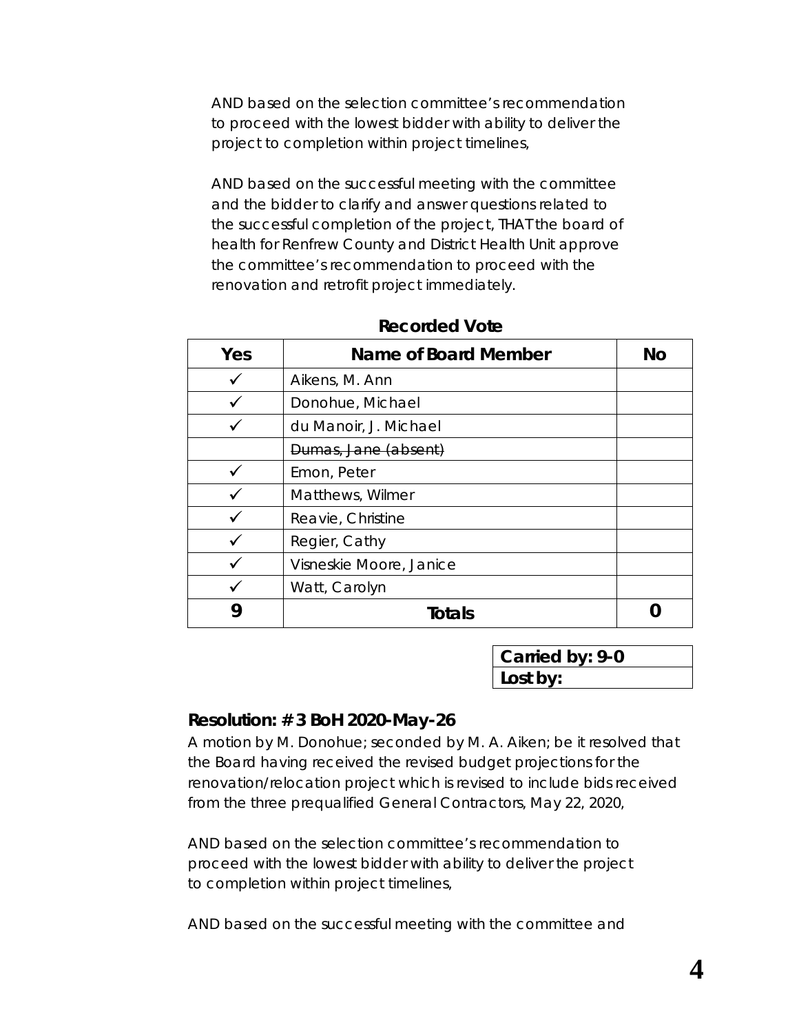AND based on the selection committee's recommendation to proceed with the lowest bidder with ability to deliver the project to completion within project timelines,

AND based on the successful meeting with the committee and the bidder to clarify and answer questions related to the successful completion of the project, THAT the board of health for Renfrew County and District Health Unit approve the committee's recommendation to proceed with the renovation and retrofit project immediately.

**Recorded Vote**

| Yes | Name of Board Member | No |
|---|---|---|
| ✓ | Aikens, M. Ann | |
| ✓ | Donohue, Michael | |
| ✓ | du Manoir, J. Michael | |
| | ~~Dumas, Jane (absent)~~ | |
| ✓ | Emon, Peter | |
| ✓ | Matthews, Wilmer | |
| ✓ | Reavie, Christine | |
| ✓ | Regier, Cathy | |
| ✓ | Visneskie Moore, Janice | |
| ✓ | Watt, Carolyn | |
| **9** | **Totals** | **0** |

| **Carried by: 9-0** |
|---|
| **Lost by:** |

### Resolution: # 3 BoH 2020-May-26

A motion by M. Donohue; seconded by M. A. Aiken; be it resolved that the Board having received the revised budget projections for the renovation/relocation project which is revised to include bids received from the three prequalified General Contractors, May 22, 2020,

AND based on the selection committee's recommendation to proceed with the lowest bidder with ability to deliver the project to completion within project timelines,

AND based on the successful meeting with the committee and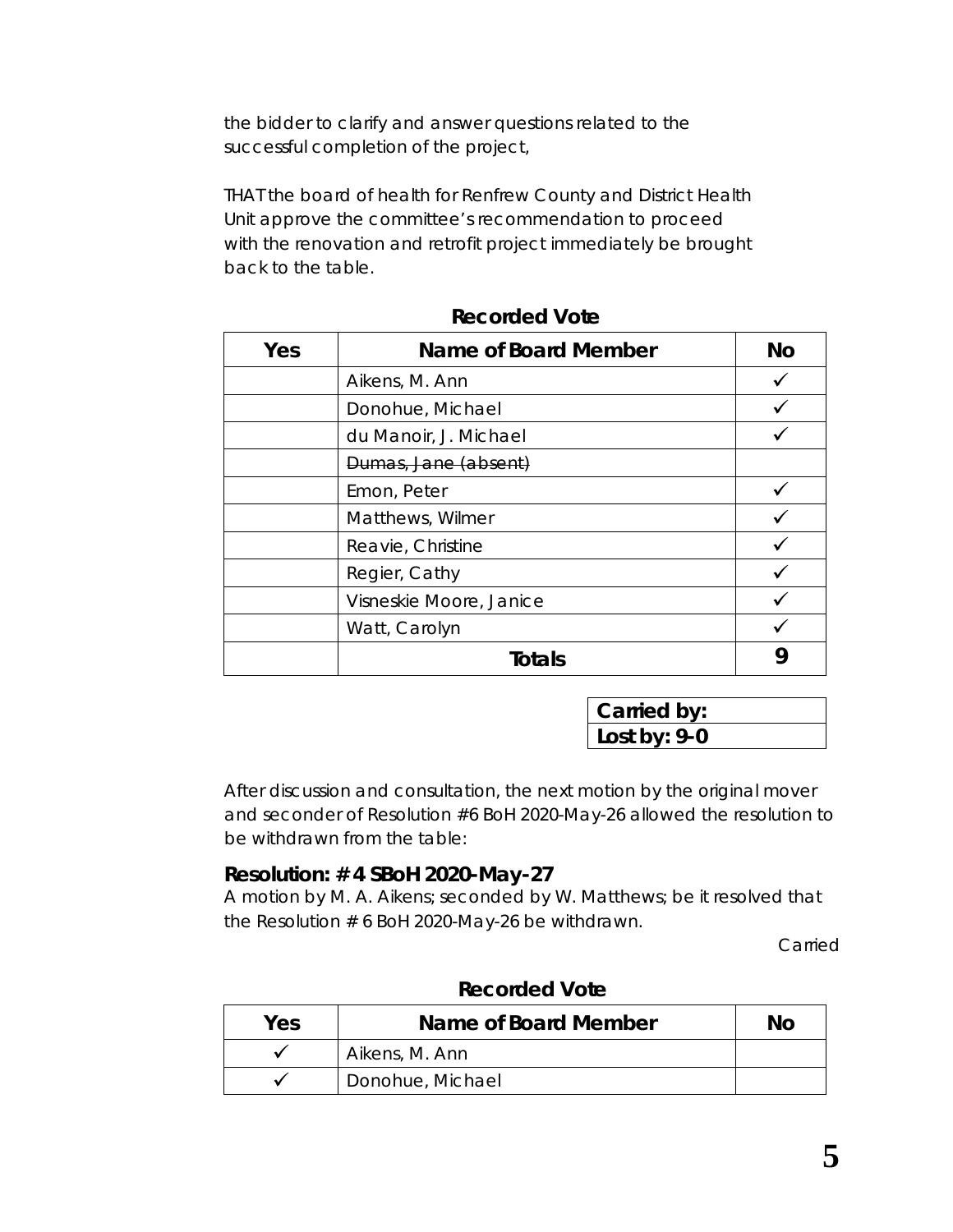the bidder to clarify and answer questions related to the successful completion of the project,

THAT the board of health for Renfrew County and District Health Unit approve the committee's recommendation to proceed with the renovation and retrofit project immediately be brought back to the table.

**Recorded Vote**

| Yes | Name of Board Member | No |
|---|---|---|
| | Aikens, M. Ann | ✓ |
| | Donohue, Michael | ✓ |
| | du Manoir, J. Michael | ✓ |
| | ~~Dumas, Jane (absent)~~ | |
| | Emon, Peter | ✓ |
| | Matthews, Wilmer | ✓ |
| | Reavie, Christine | ✓ |
| | Regier, Cathy | ✓ |
| | Visneskie Moore, Janice | ✓ |
| | Watt, Carolyn | ✓ |
| | **Totals** | **9** |

| **Carried by:** |
|---|
| **Lost by: 9-0** |

After discussion and consultation, the next motion by the original mover and seconder of Resolution #6 BoH 2020-May-26 allowed the resolution to be withdrawn from the table:

### Resolution: # 4 SBoH 2020-May-27

A motion by M. A. Aikens; seconded by W. Matthews; be it resolved that the Resolution # 6 BoH 2020-May-26 be withdrawn.

Carried

**Recorded Vote**

| Yes | Name of Board Member | No |
|---|---|---|
| ✓ | Aikens, M. Ann | |
| ✓ | Donohue, Michael | |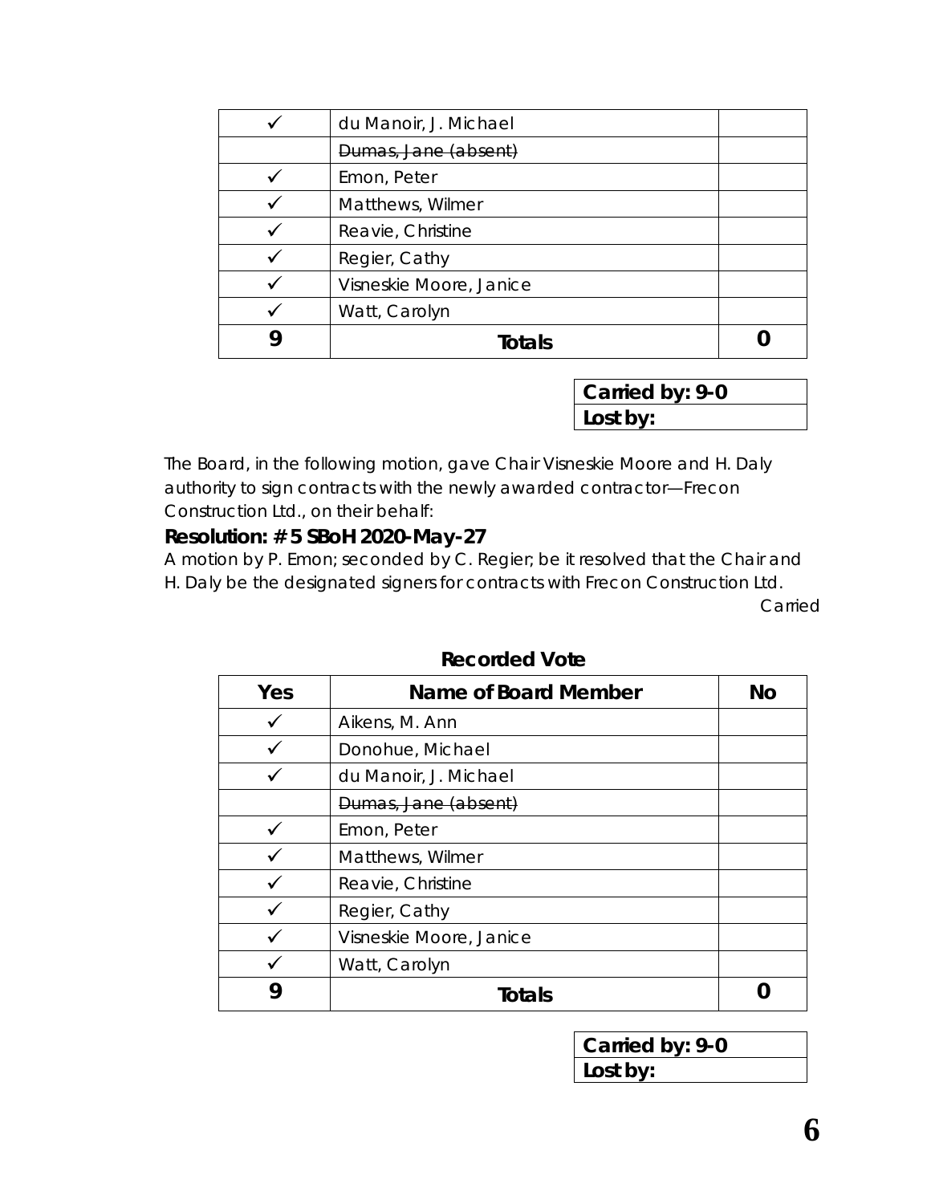| ✓ | du Manoir, J. Michael | |
|---|---|---|
| | ~~Dumas, Jane (absent)~~ | |
| ✓ | Emon, Peter | |
| ✓ | Matthews, Wilmer | |
| ✓ | Reavie, Christine | |
| ✓ | Regier, Cathy | |
| ✓ | Visneskie Moore, Janice | |
| ✓ | Watt, Carolyn | |
| **9** | **Totals** | **0** |

| **Carried by: 9-0** |
|---|
| **Lost by:** |

*The Board, in the following motion, gave Chair Visneskie Moore and H. Daly authority to sign contracts with the newly awarded contractor—Frecon Construction Ltd., on their behalf:*

**Resolution: # 5 SBoH 2020-May-27**

A motion by P. Emon; seconded by C. Regier; be it resolved that the Chair and H. Daly be the designated signers for contracts with Frecon Construction Ltd.

*Carried*

**Recorded Vote**

| Yes | Name of Board Member | No |
|---|---|---|
| ✓ | Aikens, M. Ann | |
| ✓ | Donohue, Michael | |
| ✓ | du Manoir, J. Michael | |
| | ~~Dumas, Jane (absent)~~ | |
| ✓ | Emon, Peter | |
| ✓ | Matthews, Wilmer | |
| ✓ | Reavie, Christine | |
| ✓ | Regier, Cathy | |
| ✓ | Visneskie Moore, Janice | |
| ✓ | Watt, Carolyn | |
| **9** | **Totals** | **0** |

| **Carried by: 9-0** |
|---|
| **Lost by:** |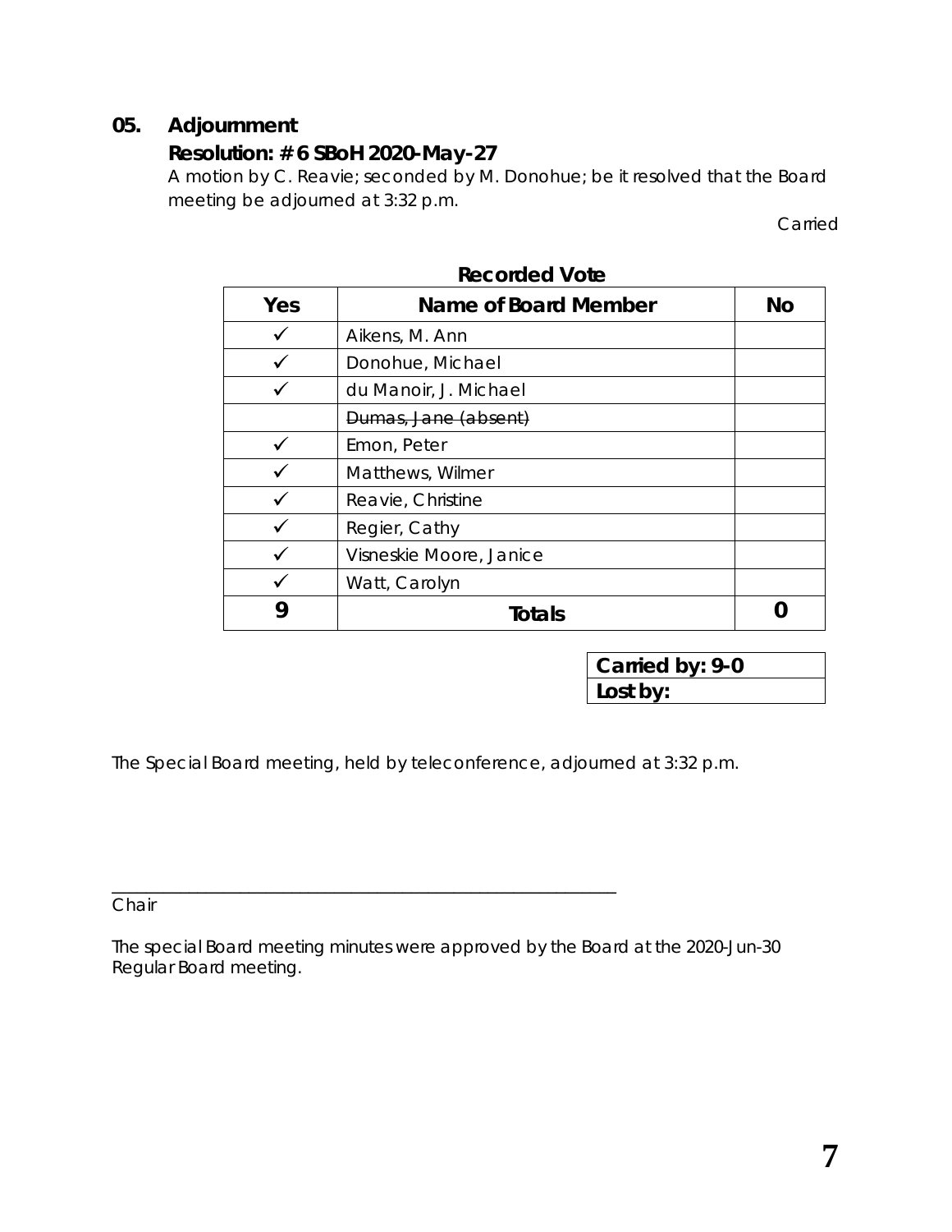## 05. Adjournment

### Resolution: # 6 SBoH 2020-May-27

A motion by C. Reavie; seconded by M. Donohue; be it resolved that the Board meeting be adjourned at 3:32 p.m.

Carried

**Recorded Vote**

| Yes | Name of Board Member | No |
|---|---|---|
| ✓ | Aikens, M. Ann | |
| ✓ | Donohue, Michael | |
| ✓ | du Manoir, J. Michael | |
| | ~~Dumas, Jane (absent)~~ | |
| ✓ | Emon, Peter | |
| ✓ | Matthews, Wilmer | |
| ✓ | Reavie, Christine | |
| ✓ | Regier, Cathy | |
| ✓ | Visneskie Moore, Janice | |
| ✓ | Watt, Carolyn | |
| **9** | **Totals** | **0** |

| | |
|---|---|
| **Carried by: 9-0** |
| **Lost by:** |

The Special Board meeting, held by teleconference, adjourned at 3:32 p.m.

\_\_\_\_\_\_\_\_\_\_\_\_\_\_\_\_\_\_\_\_\_\_\_\_\_\_\_\_\_\_\_\_\_\_\_\_\_\_\_\_\_\_\_\_\_\_\_\_\_\_\_\_
Chair

The special Board meeting minutes were approved by the Board at the 2020-Jun-30 Regular Board meeting.